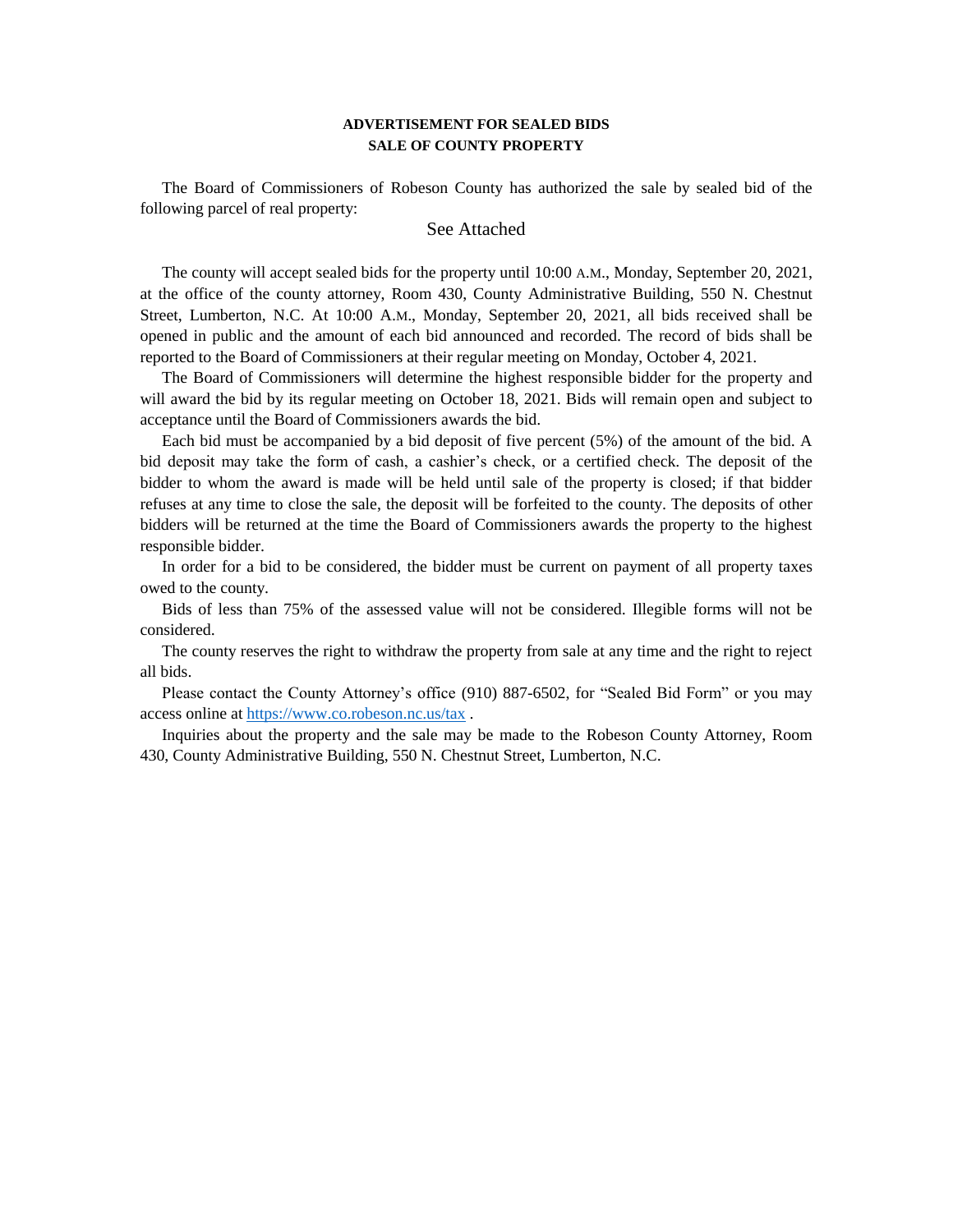**ADVERTISEMENT FOR SEALED BIDS**
**SALE OF COUNTY PROPERTY**

The Board of Commissioners of Robeson County has authorized the sale by sealed bid of the following parcel of real property:

See Attached

The county will accept sealed bids for the property until 10:00 A.M., Monday, September 20, 2021, at the office of the county attorney, Room 430, County Administrative Building, 550 N. Chestnut Street, Lumberton, N.C. At 10:00 A.M., Monday, September 20, 2021, all bids received shall be opened in public and the amount of each bid announced and recorded. The record of bids shall be reported to the Board of Commissioners at their regular meeting on Monday, October 4, 2021.

The Board of Commissioners will determine the highest responsible bidder for the property and will award the bid by its regular meeting on October 18, 2021. Bids will remain open and subject to acceptance until the Board of Commissioners awards the bid.

Each bid must be accompanied by a bid deposit of five percent (5%) of the amount of the bid. A bid deposit may take the form of cash, a cashier's check, or a certified check. The deposit of the bidder to whom the award is made will be held until sale of the property is closed; if that bidder refuses at any time to close the sale, the deposit will be forfeited to the county. The deposits of other bidders will be returned at the time the Board of Commissioners awards the property to the highest responsible bidder.

In order for a bid to be considered, the bidder must be current on payment of all property taxes owed to the county.

Bids of less than 75% of the assessed value will not be considered. Illegible forms will not be considered.

The county reserves the right to withdraw the property from sale at any time and the right to reject all bids.

Please contact the County Attorney's office (910) 887-6502, for "Sealed Bid Form" or you may access online at https://www.co.robeson.nc.us/tax .

Inquiries about the property and the sale may be made to the Robeson County Attorney, Room 430, County Administrative Building, 550 N. Chestnut Street, Lumberton, N.C.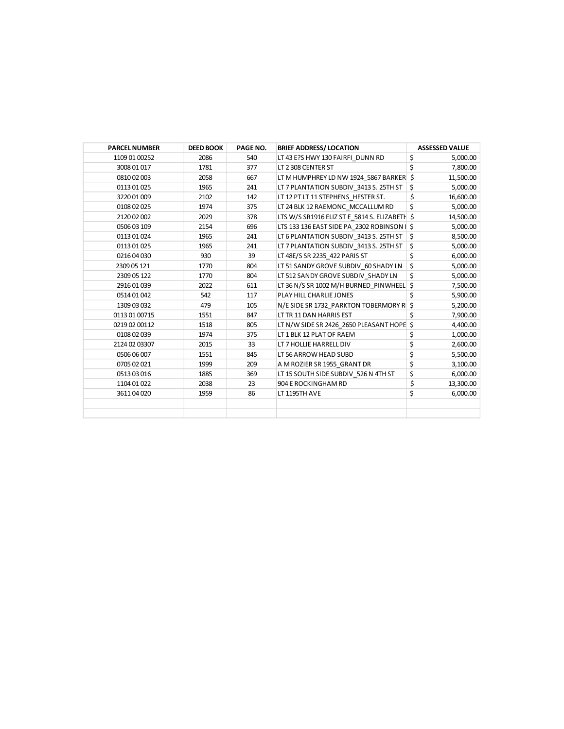| PARCEL NUMBER | DEED BOOK | PAGE NO. | BRIEF ADDRESS/ LOCATION | ASSESSED VALUE |
|---|---|---|---|---|
| 1109 01 00252 | 2086 | 540 | LT 43 E?S HWY 130 FAIRFI_DUNN RD | $ 5,000.00 |
| 3008 01 017 | 1781 | 377 | LT 2 308 CENTER ST | $ 7,800.00 |
| 0810 02 003 | 2058 | 667 | LT M HUMPHREY LD NW 1924_5867 BARKER | $ 11,500.00 |
| 0113 01 025 | 1965 | 241 | LT 7 PLANTATION SUBDIV_3413 S. 25TH ST | $ 5,000.00 |
| 3220 01 009 | 2102 | 142 | LT 12 PT LT 11 STEPHENS_HESTER ST. | $ 16,600.00 |
| 0108 02 025 | 1974 | 375 | LT 24 BLK 12 RAEMONC_MCCALLUM RD | $ 5,000.00 |
| 2120 02 002 | 2029 | 378 | LTS W/S SR1916 ELIZ ST E_5814 S. ELIZABETH | $ 14,500.00 |
| 0506 03 109 | 2154 | 696 | LTS 133 136 EAST SIDE PA_2302 ROBINSON I | $ 5,000.00 |
| 0113 01 024 | 1965 | 241 | LT 6 PLANTATION SUBDIV_3413 S. 25TH ST | $ 8,500.00 |
| 0113 01 025 | 1965 | 241 | LT 7 PLANTATION SUBDIV_3413 S. 25TH ST | $ 5,000.00 |
| 0216 04 030 | 930 | 39 | LT 48E/S SR 2235_422 PARIS ST | $ 6,000.00 |
| 2309 05 121 | 1770 | 804 | LT 51 SANDY GROVE SUBDIV_60 SHADY LN | $ 5,000.00 |
| 2309 05 122 | 1770 | 804 | LT 512 SANDY GROVE SUBDIV_SHADY LN | $ 5,000.00 |
| 2916 01 039 | 2022 | 611 | LT 36 N/S SR 1002 M/H BURNED_PINWHEEL | $ 7,500.00 |
| 0514 01 042 | 542 | 117 | PLAY HILL CHARLIE JONES | $ 5,900.00 |
| 1309 03 032 | 479 | 105 | N/E SIDE SR 1732_PARKTON TOBERMORY R | $ 5,200.00 |
| 0113 01 00715 | 1551 | 847 | LT TR 11 DAN HARRIS EST | $ 7,900.00 |
| 0219 02 00112 | 1518 | 805 | LT N/W SIDE SR 2426_2650 PLEASANT HOPE | $ 4,400.00 |
| 0108 02 039 | 1974 | 375 | LT 1 BLK 12 PLAT OF RAEM | $ 1,000.00 |
| 2124 02 03307 | 2015 | 33 | LT 7 HOLLIE HARRELL DIV | $ 2,600.00 |
| 0506 06 007 | 1551 | 845 | LT 56 ARROW HEAD SUBD | $ 5,500.00 |
| 0705 02 021 | 1999 | 209 | A M ROZIER SR 1955_GRANT DR | $ 3,100.00 |
| 0513 03 016 | 1885 | 369 | LT 15 SOUTH SIDE SUBDIV_526 N 4TH ST | $ 6,000.00 |
| 1104 01 022 | 2038 | 23 | 904 E ROCKINGHAM RD | $ 13,300.00 |
| 3611 04 020 | 1959 | 86 | LT 1195TH AVE | $ 6,000.00 |
| | | | | |
| | | | | |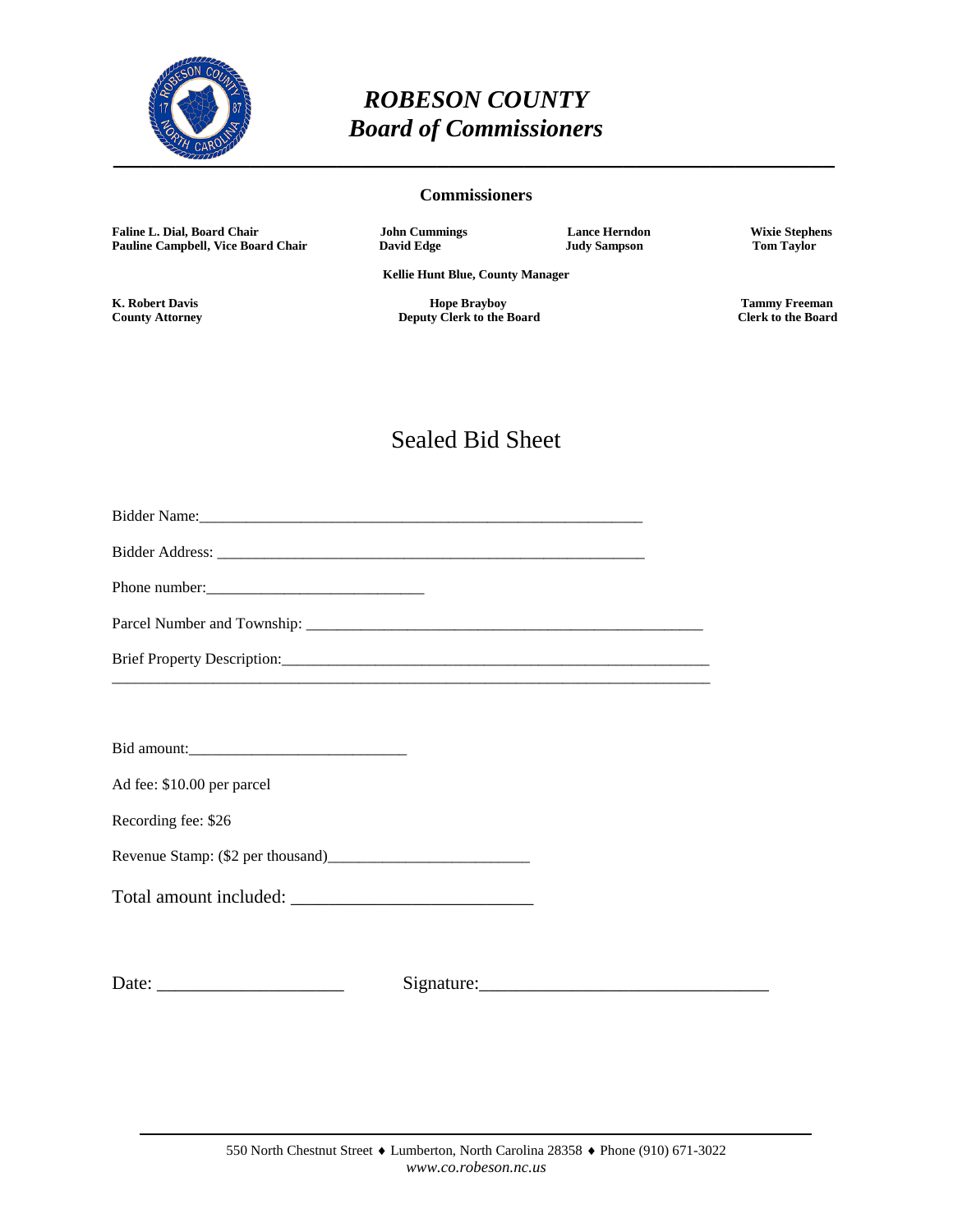# *ROBESON COUNTY*
# *Board of Commissioners*

**Commissioners**

| | | | |
|---|---|---|---|
| **Faline L. Dial, Board Chair** | **John Cummings** | **Lance Herndon** | **Wixie Stephens** |
| **Pauline Campbell, Vice Board Chair** | **David Edge** | **Judy Sampson** | **Tom Taylor** |

**Kellie Hunt Blue, County Manager**

| | | |
|---|---|---|
| **K. Robert Davis** | **Hope Brayboy** | **Tammy Freeman** |
| **County Attorney** | **Deputy Clerk to the Board** | **Clerk to the Board** |

## Sealed Bid Sheet

Bidder Name:___________________________________________________________

Bidder Address: ______________________________________________________

Phone number:____________________________

Parcel Number and Township: ____________________________________________________

Brief Property Description:____________________________________________________________

______________________________________________________________________________

Bid amount:____________________________

Ad fee: $10.00 per parcel

Recording fee: $26

Revenue Stamp: ($2 per thousand)__________________________

Total amount included: __________________________

Date: ____________________ Signature:_______________________________

550 North Chestnut Street ♦ Lumberton, North Carolina 28358 ♦ Phone (910) 671-3022
*www.co.robeson.nc.us*